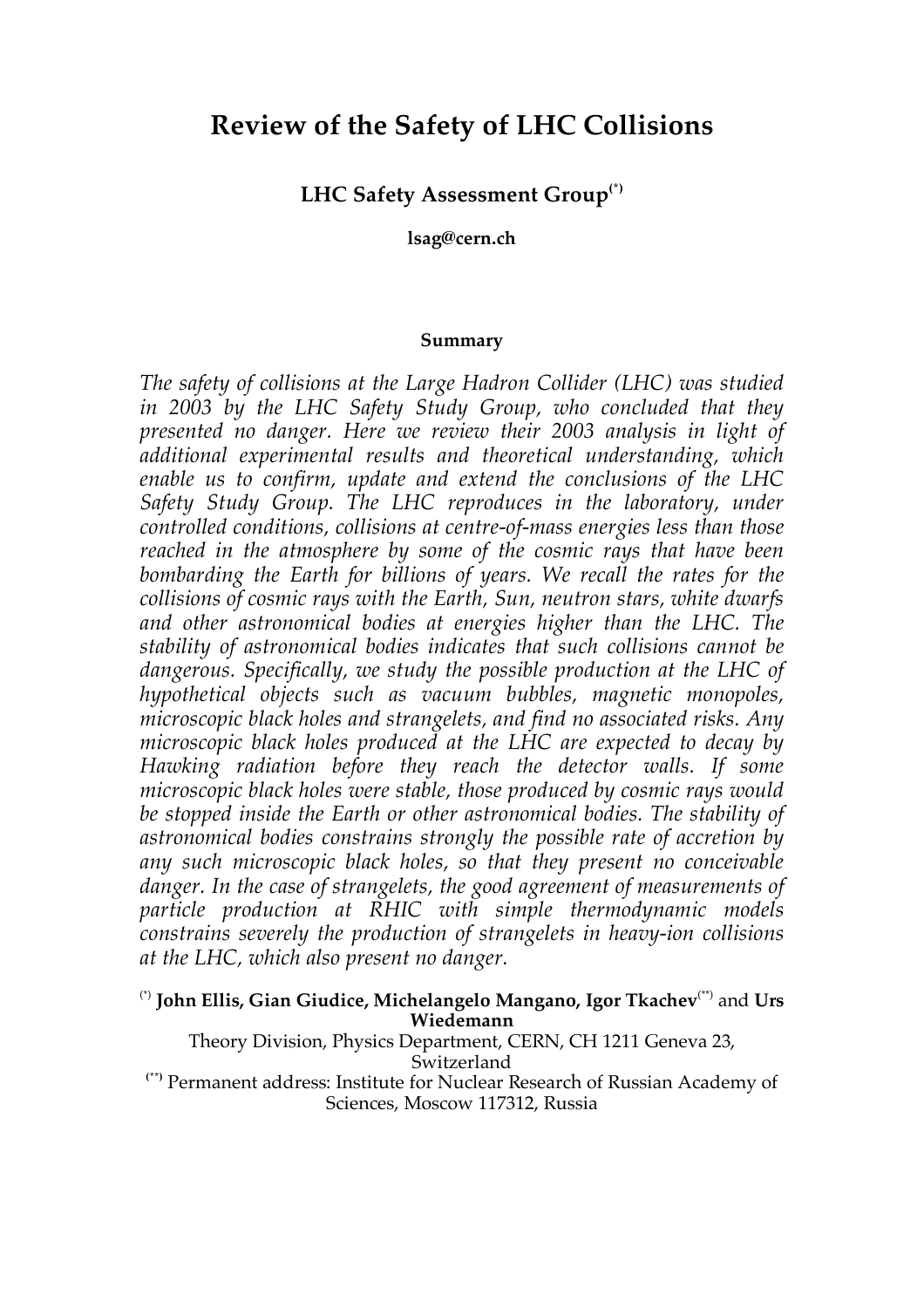# Review of the Safety of LHC Collisions

**LHC Safety Assessment Group**[(*)]

**lsag@cern.ch**

**Summary**

*The safety of collisions at the Large Hadron Collider (LHC) was studied in 2003 by the LHC Safety Study Group, who concluded that they presented no danger. Here we review their 2003 analysis in light of additional experimental results and theoretical understanding, which enable us to confirm, update and extend the conclusions of the LHC Safety Study Group. The LHC reproduces in the laboratory, under controlled conditions, collisions at centre-of-mass energies less than those reached in the atmosphere by some of the cosmic rays that have been bombarding the Earth for billions of years. We recall the rates for the collisions of cosmic rays with the Earth, Sun, neutron stars, white dwarfs and other astronomical bodies at energies higher than the LHC. The stability of astronomical bodies indicates that such collisions cannot be dangerous. Specifically, we study the possible production at the LHC of hypothetical objects such as vacuum bubbles, magnetic monopoles, microscopic black holes and strangelets, and find no associated risks. Any microscopic black holes produced at the LHC are expected to decay by Hawking radiation before they reach the detector walls. If some microscopic black holes were stable, those produced by cosmic rays would be stopped inside the Earth or other astronomical bodies. The stability of astronomical bodies constrains strongly the possible rate of accretion by any such microscopic black holes, so that they present no conceivable danger. In the case of strangelets, the good agreement of measurements of particle production at RHIC with simple thermodynamic models constrains severely the production of strangelets in heavy-ion collisions at the LHC, which also present no danger.*

[(*)] **John Ellis, Gian Giudice, Michelangelo Mangano, Igor Tkachev**[(**)] and **Urs Wiedemann**

Theory Division, Physics Department, CERN, CH 1211 Geneva 23, Switzerland

[(**)] Permanent address: Institute for Nuclear Research of Russian Academy of Sciences, Moscow 117312, Russia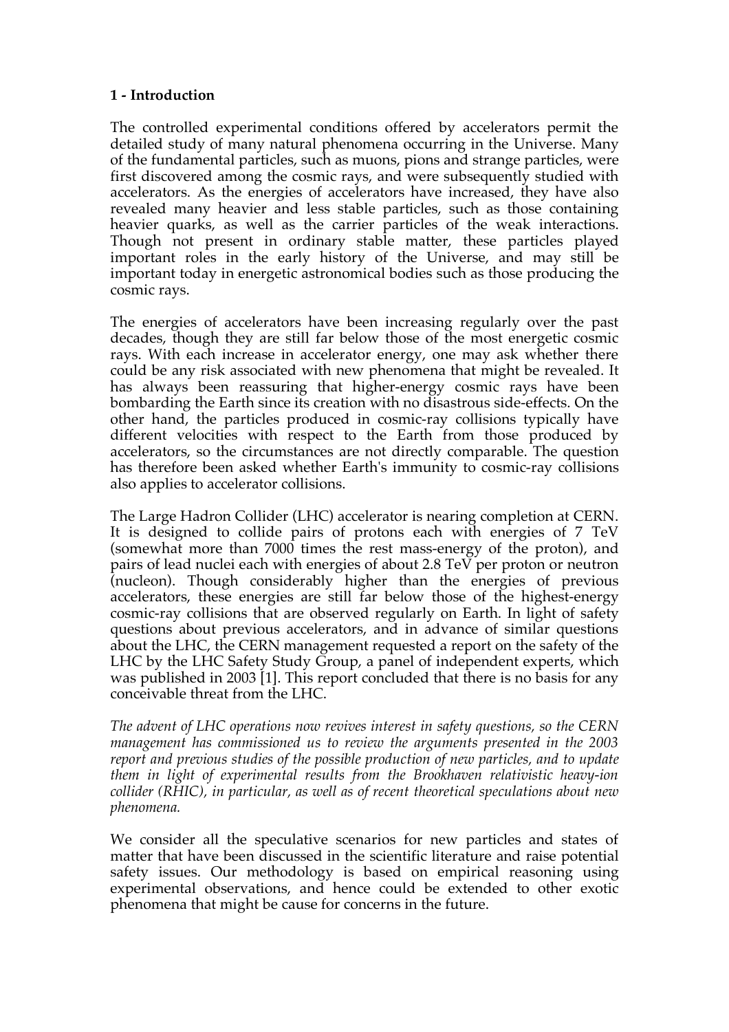## 1 - Introduction

The controlled experimental conditions offered by accelerators permit the detailed study of many natural phenomena occurring in the Universe. Many of the fundamental particles, such as muons, pions and strange particles, were first discovered among the cosmic rays, and were subsequently studied with accelerators. As the energies of accelerators have increased, they have also revealed many heavier and less stable particles, such as those containing heavier quarks, as well as the carrier particles of the weak interactions. Though not present in ordinary stable matter, these particles played important roles in the early history of the Universe, and may still be important today in energetic astronomical bodies such as those producing the cosmic rays.

The energies of accelerators have been increasing regularly over the past decades, though they are still far below those of the most energetic cosmic rays. With each increase in accelerator energy, one may ask whether there could be any risk associated with new phenomena that might be revealed. It has always been reassuring that higher-energy cosmic rays have been bombarding the Earth since its creation with no disastrous side-effects. On the other hand, the particles produced in cosmic-ray collisions typically have different velocities with respect to the Earth from those produced by accelerators, so the circumstances are not directly comparable. The question has therefore been asked whether Earth's immunity to cosmic-ray collisions also applies to accelerator collisions.

The Large Hadron Collider (LHC) accelerator is nearing completion at CERN. It is designed to collide pairs of protons each with energies of 7 TeV (somewhat more than 7000 times the rest mass-energy of the proton), and pairs of lead nuclei each with energies of about 2.8 TeV per proton or neutron (nucleon). Though considerably higher than the energies of previous accelerators, these energies are still far below those of the highest-energy cosmic-ray collisions that are observed regularly on Earth. In light of safety questions about previous accelerators, and in advance of similar questions about the LHC, the CERN management requested a report on the safety of the LHC by the LHC Safety Study Group, a panel of independent experts, which was published in 2003 [1]. This report concluded that there is no basis for any conceivable threat from the LHC.

*The advent of LHC operations now revives interest in safety questions, so the CERN management has commissioned us to review the arguments presented in the 2003 report and previous studies of the possible production of new particles, and to update them in light of experimental results from the Brookhaven relativistic heavy-ion collider (RHIC), in particular, as well as of recent theoretical speculations about new phenomena.*

We consider all the speculative scenarios for new particles and states of matter that have been discussed in the scientific literature and raise potential safety issues. Our methodology is based on empirical reasoning using experimental observations, and hence could be extended to other exotic phenomena that might be cause for concerns in the future.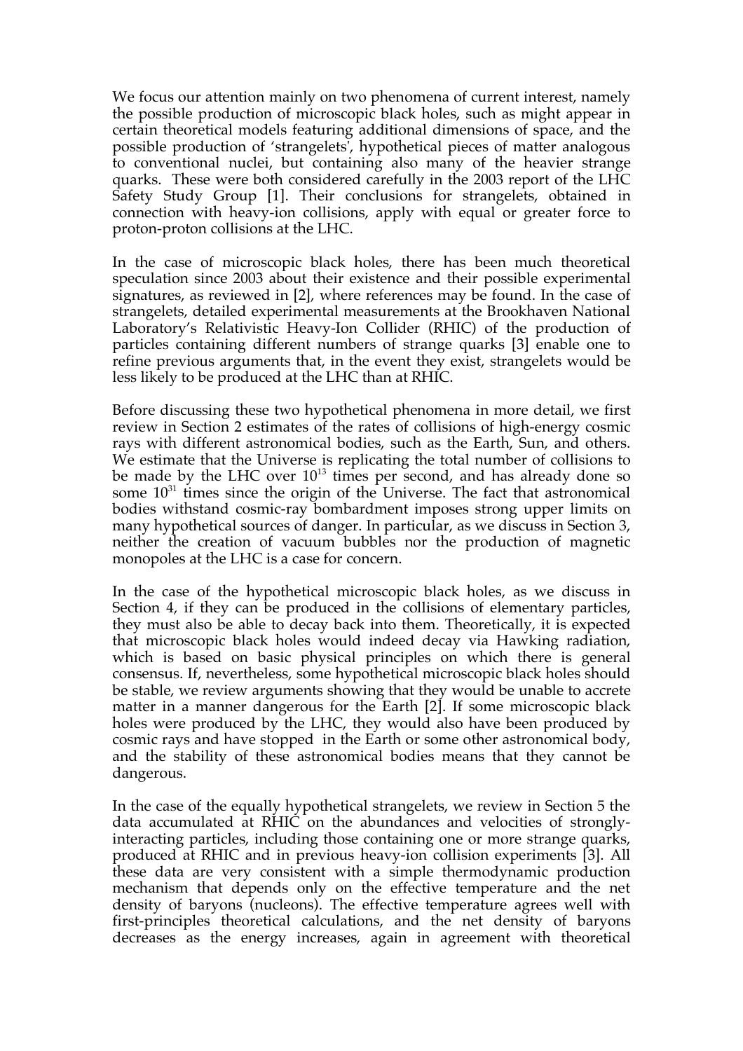We focus our attention mainly on two phenomena of current interest, namely the possible production of microscopic black holes, such as might appear in certain theoretical models featuring additional dimensions of space, and the possible production of 'strangelets', hypothetical pieces of matter analogous to conventional nuclei, but containing also many of the heavier strange quarks. These were both considered carefully in the 2003 report of the LHC Safety Study Group [1]. Their conclusions for strangelets, obtained in connection with heavy-ion collisions, apply with equal or greater force to proton-proton collisions at the LHC.

In the case of microscopic black holes, there has been much theoretical speculation since 2003 about their existence and their possible experimental signatures, as reviewed in [2], where references may be found. In the case of strangelets, detailed experimental measurements at the Brookhaven National Laboratory's Relativistic Heavy-Ion Collider (RHIC) of the production of particles containing different numbers of strange quarks [3] enable one to refine previous arguments that, in the event they exist, strangelets would be less likely to be produced at the LHC than at RHIC.

Before discussing these two hypothetical phenomena in more detail, we first review in Section 2 estimates of the rates of collisions of high-energy cosmic rays with different astronomical bodies, such as the Earth, Sun, and others. We estimate that the Universe is replicating the total number of collisions to be made by the LHC over $10^{13}$ times per second, and has already done so some $10^{31}$ times since the origin of the Universe. The fact that astronomical bodies withstand cosmic-ray bombardment imposes strong upper limits on many hypothetical sources of danger. In particular, as we discuss in Section 3, neither the creation of vacuum bubbles nor the production of magnetic monopoles at the LHC is a case for concern.

In the case of the hypothetical microscopic black holes, as we discuss in Section 4, if they can be produced in the collisions of elementary particles, they must also be able to decay back into them. Theoretically, it is expected that microscopic black holes would indeed decay via Hawking radiation, which is based on basic physical principles on which there is general consensus. If, nevertheless, some hypothetical microscopic black holes should be stable, we review arguments showing that they would be unable to accrete matter in a manner dangerous for the Earth [2]. If some microscopic black holes were produced by the LHC, they would also have been produced by cosmic rays and have stopped in the Earth or some other astronomical body, and the stability of these astronomical bodies means that they cannot be dangerous.

In the case of the equally hypothetical strangelets, we review in Section 5 the data accumulated at RHIC on the abundances and velocities of strongly-interacting particles, including those containing one or more strange quarks, produced at RHIC and in previous heavy-ion collision experiments [3]. All these data are very consistent with a simple thermodynamic production mechanism that depends only on the effective temperature and the net density of baryons (nucleons). The effective temperature agrees well with first-principles theoretical calculations, and the net density of baryons decreases as the energy increases, again in agreement with theoretical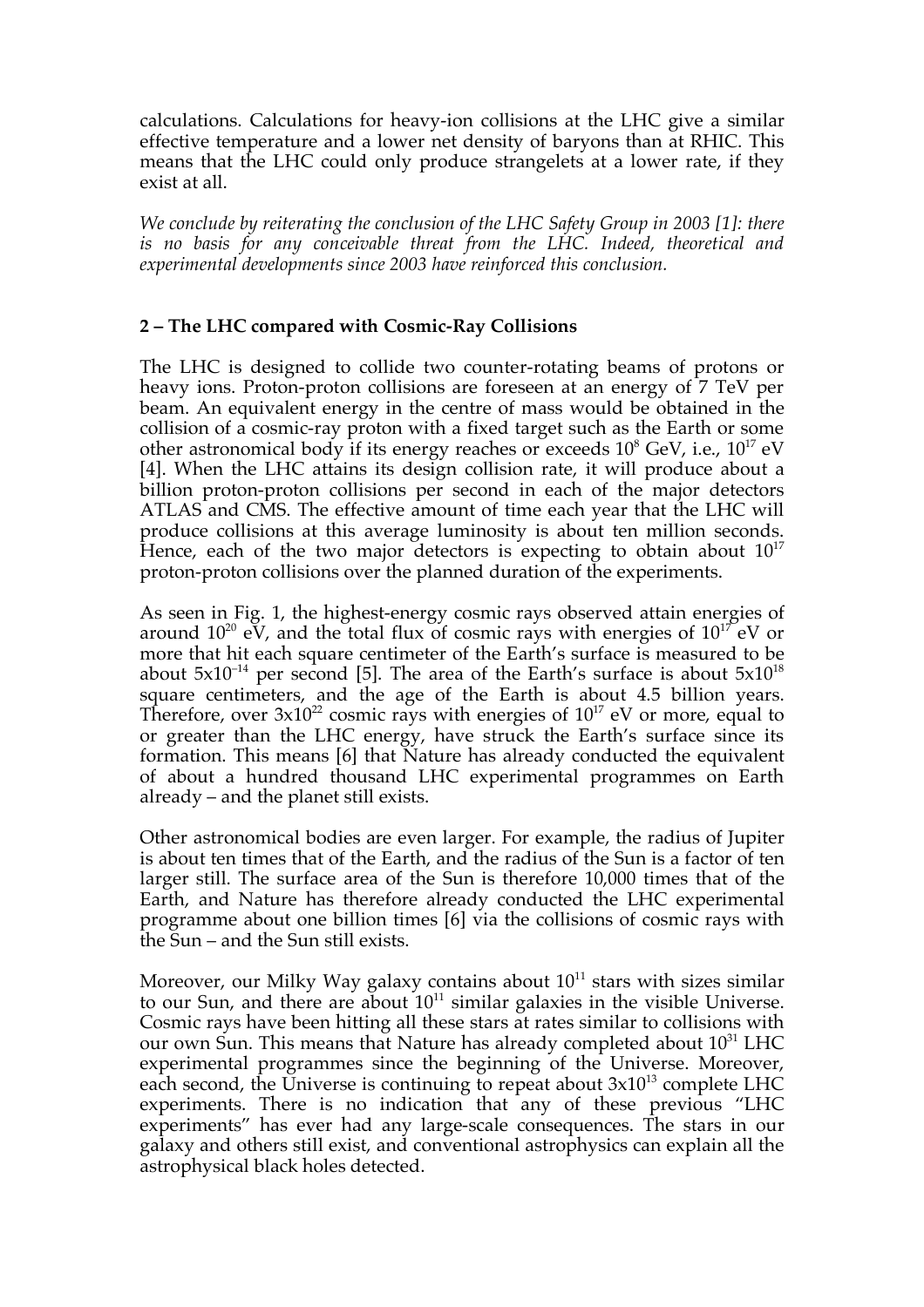calculations. Calculations for heavy-ion collisions at the LHC give a similar effective temperature and a lower net density of baryons than at RHIC. This means that the LHC could only produce strangelets at a lower rate, if they exist at all.

*We conclude by reiterating the conclusion of the LHC Safety Group in 2003 [1]: there is no basis for any conceivable threat from the LHC. Indeed, theoretical and experimental developments since 2003 have reinforced this conclusion.*

## 2 – The LHC compared with Cosmic-Ray Collisions

The LHC is designed to collide two counter-rotating beams of protons or heavy ions. Proton-proton collisions are foreseen at an energy of 7 TeV per beam. An equivalent energy in the centre of mass would be obtained in the collision of a cosmic-ray proton with a fixed target such as the Earth or some other astronomical body if its energy reaches or exceeds $10^8$ GeV, i.e., $10^{17}$ eV [4]. When the LHC attains its design collision rate, it will produce about a billion proton-proton collisions per second in each of the major detectors ATLAS and CMS. The effective amount of time each year that the LHC will produce collisions at this average luminosity is about ten million seconds. Hence, each of the two major detectors is expecting to obtain about $10^{17}$ proton-proton collisions over the planned duration of the experiments.

As seen in Fig. 1, the highest-energy cosmic rays observed attain energies of around $10^{20}$ eV, and the total flux of cosmic rays with energies of $10^{17}$ eV or more that hit each square centimeter of the Earth's surface is measured to be about $5 \times 10^{-14}$ per second [5]. The area of the Earth's surface is about $5 \times 10^{18}$ square centimeters, and the age of the Earth is about 4.5 billion years. Therefore, over $3 \times 10^{22}$ cosmic rays with energies of $10^{17}$ eV or more, equal to or greater than the LHC energy, have struck the Earth's surface since its formation. This means [6] that Nature has already conducted the equivalent of about a hundred thousand LHC experimental programmes on Earth already – and the planet still exists.

Other astronomical bodies are even larger. For example, the radius of Jupiter is about ten times that of the Earth, and the radius of the Sun is a factor of ten larger still. The surface area of the Sun is therefore 10,000 times that of the Earth, and Nature has therefore already conducted the LHC experimental programme about one billion times [6] via the collisions of cosmic rays with the Sun – and the Sun still exists.

Moreover, our Milky Way galaxy contains about $10^{11}$ stars with sizes similar to our Sun, and there are about $10^{11}$ similar galaxies in the visible Universe. Cosmic rays have been hitting all these stars at rates similar to collisions with our own Sun. This means that Nature has already completed about $10^{31}$ LHC experimental programmes since the beginning of the Universe. Moreover, each second, the Universe is continuing to repeat about $3 \times 10^{13}$ complete LHC experiments. There is no indication that any of these previous "LHC experiments" has ever had any large-scale consequences. The stars in our galaxy and others still exist, and conventional astrophysics can explain all the astrophysical black holes detected.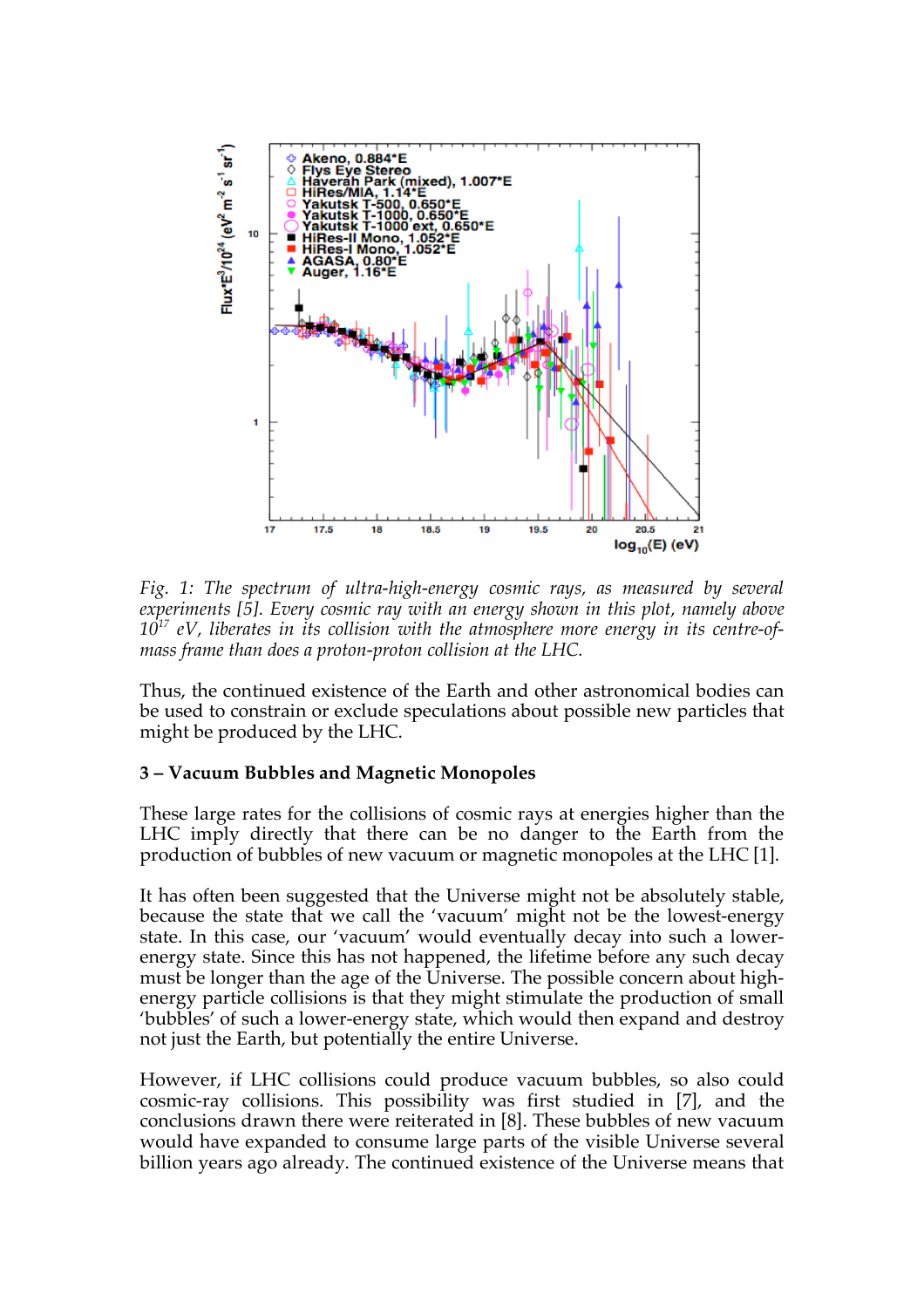*Fig. 1: The spectrum of ultra-high-energy cosmic rays, as measured by several experiments [5]. Every cosmic ray with an energy shown in this plot, namely above $10^{17}$ eV, liberates in its collision with the atmosphere more energy in its centre-of-mass frame than does a proton-proton collision at the LHC.*

Thus, the continued existence of the Earth and other astronomical bodies can be used to constrain or exclude speculations about possible new particles that might be produced by the LHC.

### 3 – Vacuum Bubbles and Magnetic Monopoles

These large rates for the collisions of cosmic rays at energies higher than the LHC imply directly that there can be no danger to the Earth from the production of bubbles of new vacuum or magnetic monopoles at the LHC [1].

It has often been suggested that the Universe might not be absolutely stable, because the state that we call the 'vacuum' might not be the lowest-energy state. In this case, our 'vacuum' would eventually decay into such a lower-energy state. Since this has not happened, the lifetime before any such decay must be longer than the age of the Universe. The possible concern about high-energy particle collisions is that they might stimulate the production of small 'bubbles' of such a lower-energy state, which would then expand and destroy not just the Earth, but potentially the entire Universe.

However, if LHC collisions could produce vacuum bubbles, so also could cosmic-ray collisions. This possibility was first studied in [7], and the conclusions drawn there were reiterated in [8]. These bubbles of new vacuum would have expanded to consume large parts of the visible Universe several billion years ago already. The continued existence of the Universe means that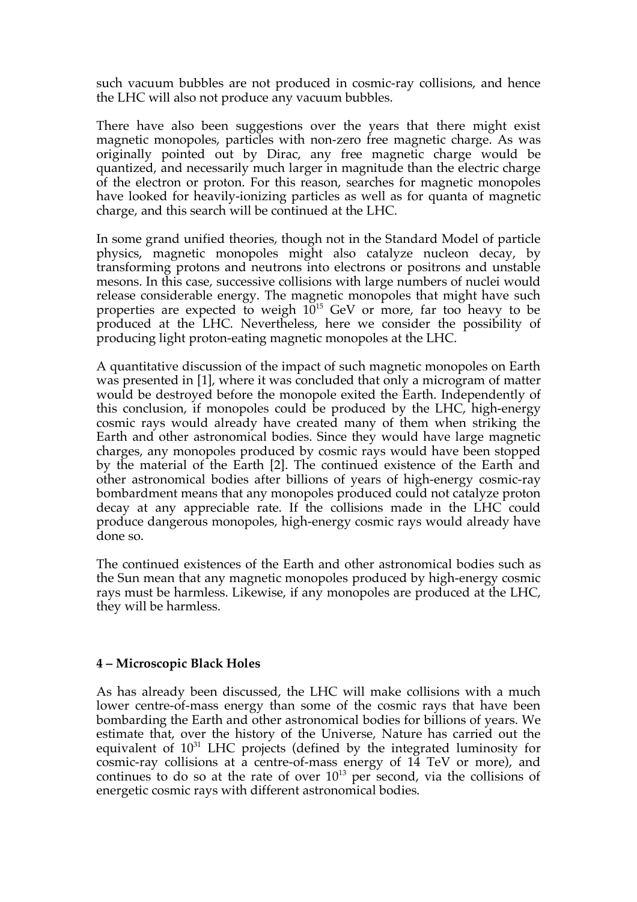such vacuum bubbles are not produced in cosmic-ray collisions, and hence the LHC will also not produce any vacuum bubbles.

There have also been suggestions over the years that there might exist magnetic monopoles, particles with non-zero free magnetic charge. As was originally pointed out by Dirac, any free magnetic charge would be quantized, and necessarily much larger in magnitude than the electric charge of the electron or proton. For this reason, searches for magnetic monopoles have looked for heavily-ionizing particles as well as for quanta of magnetic charge, and this search will be continued at the LHC.

In some grand unified theories, though not in the Standard Model of particle physics, magnetic monopoles might also catalyze nucleon decay, by transforming protons and neutrons into electrons or positrons and unstable mesons. In this case, successive collisions with large numbers of nuclei would release considerable energy. The magnetic monopoles that might have such properties are expected to weigh $10^{15}$ GeV or more, far too heavy to be produced at the LHC. Nevertheless, here we consider the possibility of producing light proton-eating magnetic monopoles at the LHC.

A quantitative discussion of the impact of such magnetic monopoles on Earth was presented in [1], where it was concluded that only a microgram of matter would be destroyed before the monopole exited the Earth. Independently of this conclusion, if monopoles could be produced by the LHC, high-energy cosmic rays would already have created many of them when striking the Earth and other astronomical bodies. Since they would have large magnetic charges, any monopoles produced by cosmic rays would have been stopped by the material of the Earth [2]. The continued existence of the Earth and other astronomical bodies after billions of years of high-energy cosmic-ray bombardment means that any monopoles produced could not catalyze proton decay at any appreciable rate. If the collisions made in the LHC could produce dangerous monopoles, high-energy cosmic rays would already have done so.

The continued existences of the Earth and other astronomical bodies such as the Sun mean that any magnetic monopoles produced by high-energy cosmic rays must be harmless. Likewise, if any monopoles are produced at the LHC, they will be harmless.

## 4 – Microscopic Black Holes

As has already been discussed, the LHC will make collisions with a much lower centre-of-mass energy than some of the cosmic rays that have been bombarding the Earth and other astronomical bodies for billions of years. We estimate that, over the history of the Universe, Nature has carried out the equivalent of $10^{31}$ LHC projects (defined by the integrated luminosity for cosmic-ray collisions at a centre-of-mass energy of 14 TeV or more), and continues to do so at the rate of over $10^{13}$ per second, via the collisions of energetic cosmic rays with different astronomical bodies.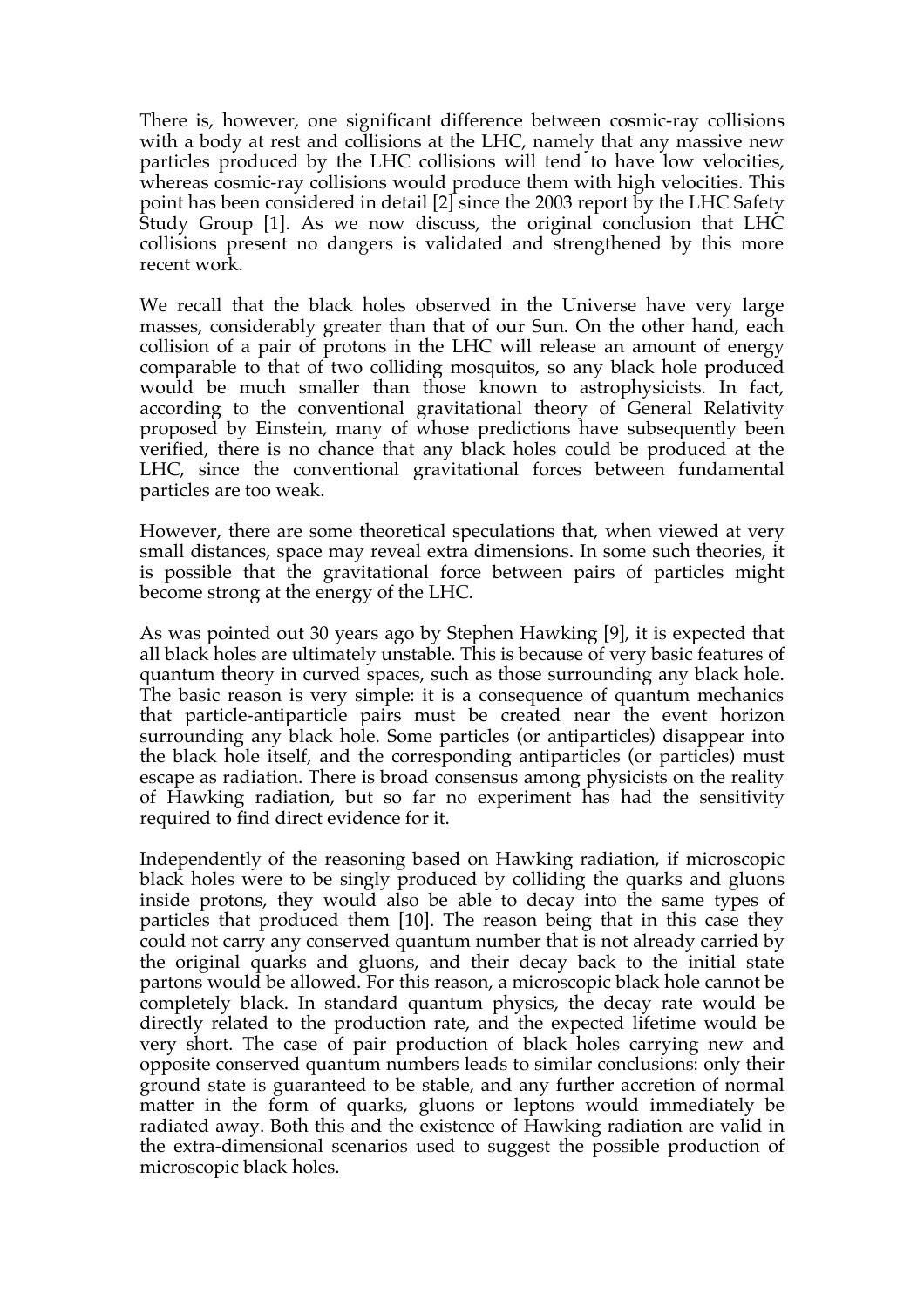There is, however, one significant difference between cosmic-ray collisions with a body at rest and collisions at the LHC, namely that any massive new particles produced by the LHC collisions will tend to have low velocities, whereas cosmic-ray collisions would produce them with high velocities. This point has been considered in detail [2] since the 2003 report by the LHC Safety Study Group [1]. As we now discuss, the original conclusion that LHC collisions present no dangers is validated and strengthened by this more recent work.

We recall that the black holes observed in the Universe have very large masses, considerably greater than that of our Sun. On the other hand, each collision of a pair of protons in the LHC will release an amount of energy comparable to that of two colliding mosquitos, so any black hole produced would be much smaller than those known to astrophysicists. In fact, according to the conventional gravitational theory of General Relativity proposed by Einstein, many of whose predictions have subsequently been verified, there is no chance that any black holes could be produced at the LHC, since the conventional gravitational forces between fundamental particles are too weak.

However, there are some theoretical speculations that, when viewed at very small distances, space may reveal extra dimensions. In some such theories, it is possible that the gravitational force between pairs of particles might become strong at the energy of the LHC.

As was pointed out 30 years ago by Stephen Hawking [9], it is expected that all black holes are ultimately unstable. This is because of very basic features of quantum theory in curved spaces, such as those surrounding any black hole. The basic reason is very simple: it is a consequence of quantum mechanics that particle-antiparticle pairs must be created near the event horizon surrounding any black hole. Some particles (or antiparticles) disappear into the black hole itself, and the corresponding antiparticles (or particles) must escape as radiation. There is broad consensus among physicists on the reality of Hawking radiation, but so far no experiment has had the sensitivity required to find direct evidence for it.

Independently of the reasoning based on Hawking radiation, if microscopic black holes were to be singly produced by colliding the quarks and gluons inside protons, they would also be able to decay into the same types of particles that produced them [10]. The reason being that in this case they could not carry any conserved quantum number that is not already carried by the original quarks and gluons, and their decay back to the initial state partons would be allowed. For this reason, a microscopic black hole cannot be completely black. In standard quantum physics, the decay rate would be directly related to the production rate, and the expected lifetime would be very short. The case of pair production of black holes carrying new and opposite conserved quantum numbers leads to similar conclusions: only their ground state is guaranteed to be stable, and any further accretion of normal matter in the form of quarks, gluons or leptons would immediately be radiated away. Both this and the existence of Hawking radiation are valid in the extra-dimensional scenarios used to suggest the possible production of microscopic black holes.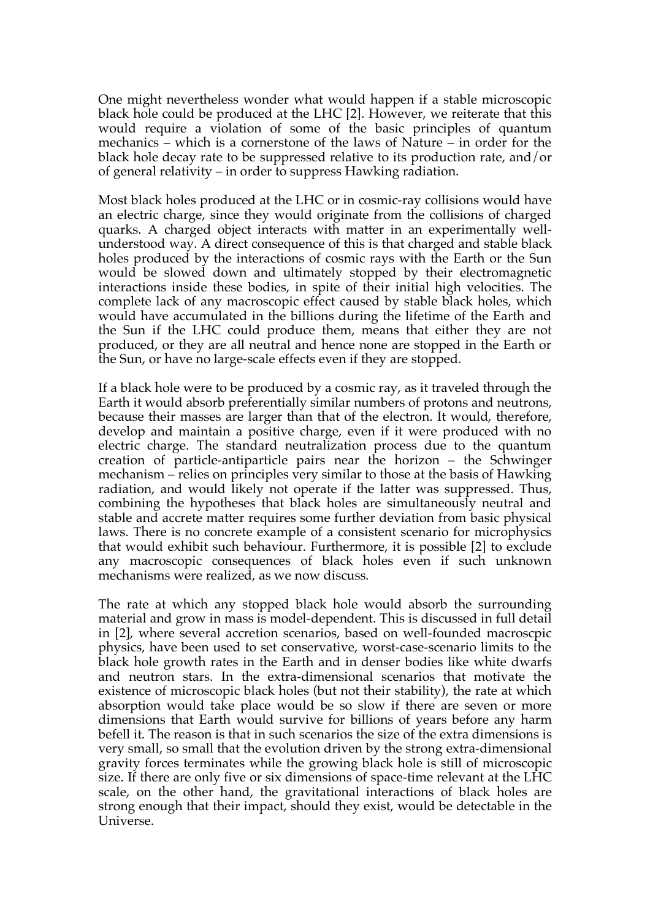One might nevertheless wonder what would happen if a stable microscopic black hole could be produced at the LHC [2]. However, we reiterate that this would require a violation of some of the basic principles of quantum mechanics – which is a cornerstone of the laws of Nature – in order for the black hole decay rate to be suppressed relative to its production rate, and/or of general relativity – in order to suppress Hawking radiation.

Most black holes produced at the LHC or in cosmic-ray collisions would have an electric charge, since they would originate from the collisions of charged quarks. A charged object interacts with matter in an experimentally well-understood way. A direct consequence of this is that charged and stable black holes produced by the interactions of cosmic rays with the Earth or the Sun would be slowed down and ultimately stopped by their electromagnetic interactions inside these bodies, in spite of their initial high velocities. The complete lack of any macroscopic effect caused by stable black holes, which would have accumulated in the billions during the lifetime of the Earth and the Sun if the LHC could produce them, means that either they are not produced, or they are all neutral and hence none are stopped in the Earth or the Sun, or have no large-scale effects even if they are stopped.

If a black hole were to be produced by a cosmic ray, as it traveled through the Earth it would absorb preferentially similar numbers of protons and neutrons, because their masses are larger than that of the electron. It would, therefore, develop and maintain a positive charge, even if it were produced with no electric charge. The standard neutralization process due to the quantum creation of particle-antiparticle pairs near the horizon – the Schwinger mechanism – relies on principles very similar to those at the basis of Hawking radiation, and would likely not operate if the latter was suppressed. Thus, combining the hypotheses that black holes are simultaneously neutral and stable and accrete matter requires some further deviation from basic physical laws. There is no concrete example of a consistent scenario for microphysics that would exhibit such behaviour. Furthermore, it is possible [2] to exclude any macroscopic consequences of black holes even if such unknown mechanisms were realized, as we now discuss.

The rate at which any stopped black hole would absorb the surrounding material and grow in mass is model-dependent. This is discussed in full detail in [2], where several accretion scenarios, based on well-founded macroscpic physics, have been used to set conservative, worst-case-scenario limits to the black hole growth rates in the Earth and in denser bodies like white dwarfs and neutron stars. In the extra-dimensional scenarios that motivate the existence of microscopic black holes (but not their stability), the rate at which absorption would take place would be so slow if there are seven or more dimensions that Earth would survive for billions of years before any harm befell it. The reason is that in such scenarios the size of the extra dimensions is very small, so small that the evolution driven by the strong extra-dimensional gravity forces terminates while the growing black hole is still of microscopic size. If there are only five or six dimensions of space-time relevant at the LHC scale, on the other hand, the gravitational interactions of black holes are strong enough that their impact, should they exist, would be detectable in the Universe.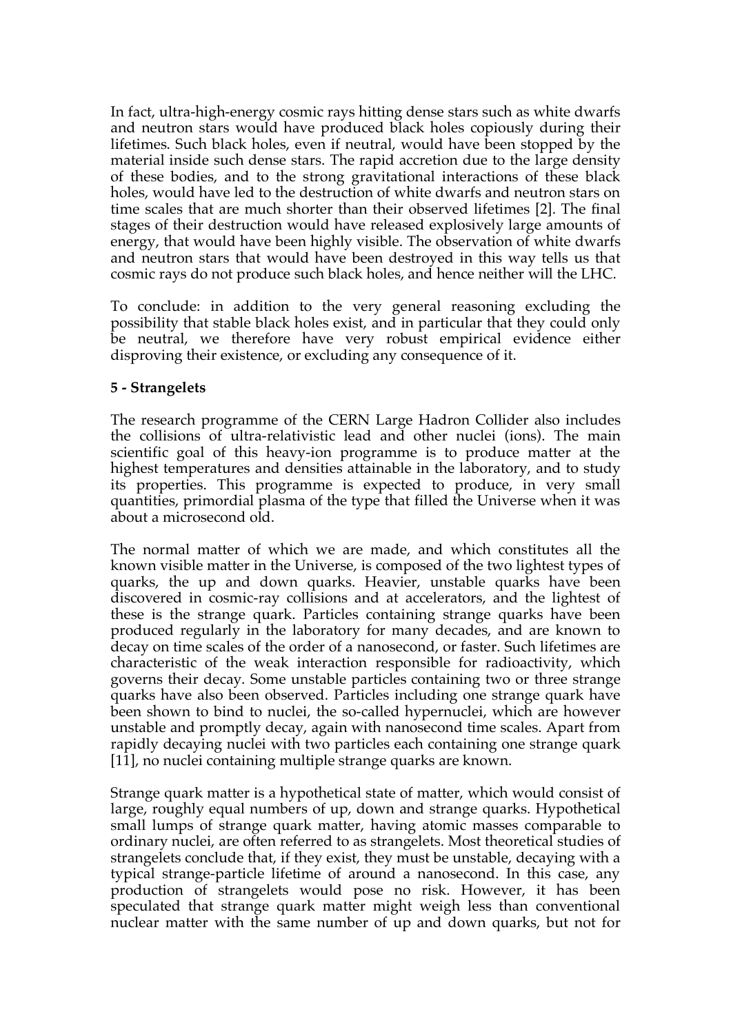In fact, ultra-high-energy cosmic rays hitting dense stars such as white dwarfs and neutron stars would have produced black holes copiously during their lifetimes. Such black holes, even if neutral, would have been stopped by the material inside such dense stars. The rapid accretion due to the large density of these bodies, and to the strong gravitational interactions of these black holes, would have led to the destruction of white dwarfs and neutron stars on time scales that are much shorter than their observed lifetimes [2]. The final stages of their destruction would have released explosively large amounts of energy, that would have been highly visible. The observation of white dwarfs and neutron stars that would have been destroyed in this way tells us that cosmic rays do not produce such black holes, and hence neither will the LHC.

To conclude: in addition to the very general reasoning excluding the possibility that stable black holes exist, and in particular that they could only be neutral, we therefore have very robust empirical evidence either disproving their existence, or excluding any consequence of it.

**5 - Strangelets**

The research programme of the CERN Large Hadron Collider also includes the collisions of ultra-relativistic lead and other nuclei (ions). The main scientific goal of this heavy-ion programme is to produce matter at the highest temperatures and densities attainable in the laboratory, and to study its properties. This programme is expected to produce, in very small quantities, primordial plasma of the type that filled the Universe when it was about a microsecond old.

The normal matter of which we are made, and which constitutes all the known visible matter in the Universe, is composed of the two lightest types of quarks, the up and down quarks. Heavier, unstable quarks have been discovered in cosmic-ray collisions and at accelerators, and the lightest of these is the strange quark. Particles containing strange quarks have been produced regularly in the laboratory for many decades, and are known to decay on time scales of the order of a nanosecond, or faster. Such lifetimes are characteristic of the weak interaction responsible for radioactivity, which governs their decay. Some unstable particles containing two or three strange quarks have also been observed. Particles including one strange quark have been shown to bind to nuclei, the so-called hypernuclei, which are however unstable and promptly decay, again with nanosecond time scales. Apart from rapidly decaying nuclei with two particles each containing one strange quark [11], no nuclei containing multiple strange quarks are known.

Strange quark matter is a hypothetical state of matter, which would consist of large, roughly equal numbers of up, down and strange quarks. Hypothetical small lumps of strange quark matter, having atomic masses comparable to ordinary nuclei, are often referred to as strangelets. Most theoretical studies of strangelets conclude that, if they exist, they must be unstable, decaying with a typical strange-particle lifetime of around a nanosecond. In this case, any production of strangelets would pose no risk. However, it has been speculated that strange quark matter might weigh less than conventional nuclear matter with the same number of up and down quarks, but not for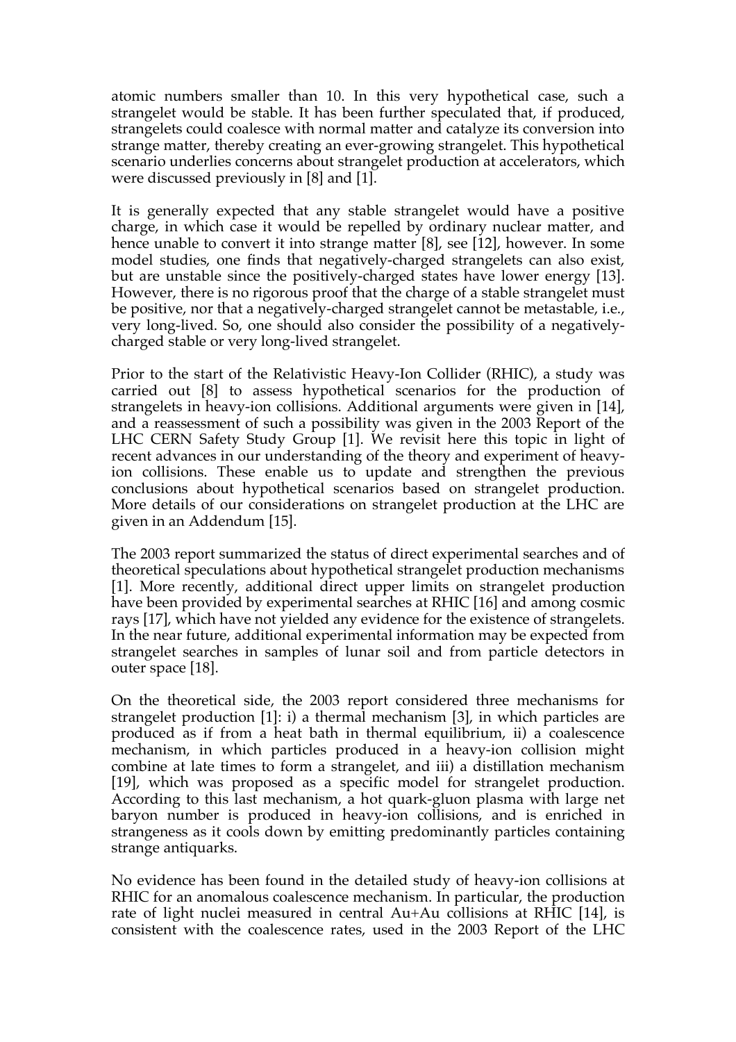atomic numbers smaller than 10. In this very hypothetical case, such a strangelet would be stable. It has been further speculated that, if produced, strangelets could coalesce with normal matter and catalyze its conversion into strange matter, thereby creating an ever-growing strangelet. This hypothetical scenario underlies concerns about strangelet production at accelerators, which were discussed previously in [8] and [1].

It is generally expected that any stable strangelet would have a positive charge, in which case it would be repelled by ordinary nuclear matter, and hence unable to convert it into strange matter [8], see [12], however. In some model studies, one finds that negatively-charged strangelets can also exist, but are unstable since the positively-charged states have lower energy [13]. However, there is no rigorous proof that the charge of a stable strangelet must be positive, nor that a negatively-charged strangelet cannot be metastable, i.e., very long-lived. So, one should also consider the possibility of a negatively-charged stable or very long-lived strangelet.

Prior to the start of the Relativistic Heavy-Ion Collider (RHIC), a study was carried out [8] to assess hypothetical scenarios for the production of strangelets in heavy-ion collisions. Additional arguments were given in [14], and a reassessment of such a possibility was given in the 2003 Report of the LHC CERN Safety Study Group [1]. We revisit here this topic in light of recent advances in our understanding of the theory and experiment of heavy-ion collisions. These enable us to update and strengthen the previous conclusions about hypothetical scenarios based on strangelet production. More details of our considerations on strangelet production at the LHC are given in an Addendum [15].

The 2003 report summarized the status of direct experimental searches and of theoretical speculations about hypothetical strangelet production mechanisms [1]. More recently, additional direct upper limits on strangelet production have been provided by experimental searches at RHIC [16] and among cosmic rays [17], which have not yielded any evidence for the existence of strangelets. In the near future, additional experimental information may be expected from strangelet searches in samples of lunar soil and from particle detectors in outer space [18].

On the theoretical side, the 2003 report considered three mechanisms for strangelet production [1]: i) a thermal mechanism [3], in which particles are produced as if from a heat bath in thermal equilibrium, ii) a coalescence mechanism, in which particles produced in a heavy-ion collision might combine at late times to form a strangelet, and iii) a distillation mechanism [19], which was proposed as a specific model for strangelet production. According to this last mechanism, a hot quark-gluon plasma with large net baryon number is produced in heavy-ion collisions, and is enriched in strangeness as it cools down by emitting predominantly particles containing strange antiquarks.

No evidence has been found in the detailed study of heavy-ion collisions at RHIC for an anomalous coalescence mechanism. In particular, the production rate of light nuclei measured in central Au+Au collisions at RHIC [14], is consistent with the coalescence rates, used in the 2003 Report of the LHC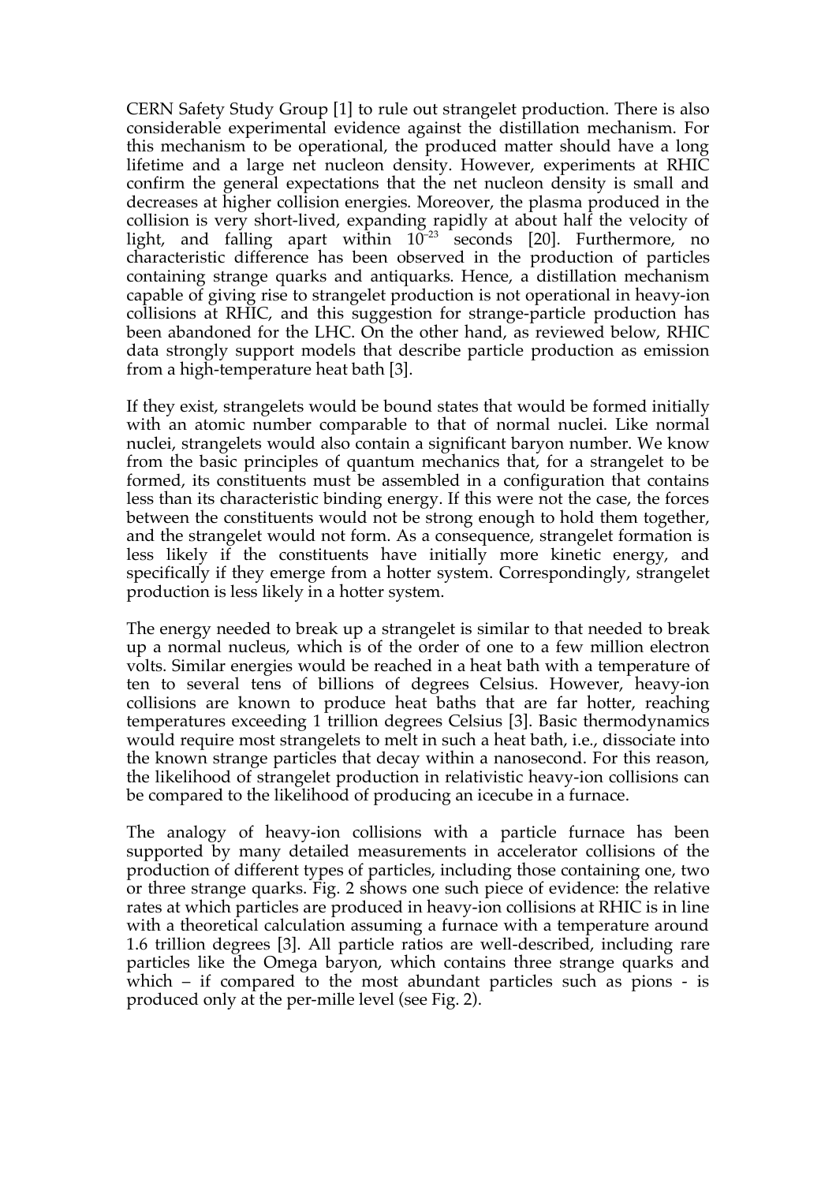CERN Safety Study Group [1] to rule out strangelet production. There is also considerable experimental evidence against the distillation mechanism. For this mechanism to be operational, the produced matter should have a long lifetime and a large net nucleon density. However, experiments at RHIC confirm the general expectations that the net nucleon density is small and decreases at higher collision energies. Moreover, the plasma produced in the collision is very short-lived, expanding rapidly at about half the velocity of light, and falling apart within $10^{-23}$ seconds [20]. Furthermore, no characteristic difference has been observed in the production of particles containing strange quarks and antiquarks. Hence, a distillation mechanism capable of giving rise to strangelet production is not operational in heavy-ion collisions at RHIC, and this suggestion for strange-particle production has been abandoned for the LHC. On the other hand, as reviewed below, RHIC data strongly support models that describe particle production as emission from a high-temperature heat bath [3].

If they exist, strangelets would be bound states that would be formed initially with an atomic number comparable to that of normal nuclei. Like normal nuclei, strangelets would also contain a significant baryon number. We know from the basic principles of quantum mechanics that, for a strangelet to be formed, its constituents must be assembled in a configuration that contains less than its characteristic binding energy. If this were not the case, the forces between the constituents would not be strong enough to hold them together, and the strangelet would not form. As a consequence, strangelet formation is less likely if the constituents have initially more kinetic energy, and specifically if they emerge from a hotter system. Correspondingly, strangelet production is less likely in a hotter system.

The energy needed to break up a strangelet is similar to that needed to break up a normal nucleus, which is of the order of one to a few million electron volts. Similar energies would be reached in a heat bath with a temperature of ten to several tens of billions of degrees Celsius. However, heavy-ion collisions are known to produce heat baths that are far hotter, reaching temperatures exceeding 1 trillion degrees Celsius [3]. Basic thermodynamics would require most strangelets to melt in such a heat bath, i.e., dissociate into the known strange particles that decay within a nanosecond. For this reason, the likelihood of strangelet production in relativistic heavy-ion collisions can be compared to the likelihood of producing an icecube in a furnace.

The analogy of heavy-ion collisions with a particle furnace has been supported by many detailed measurements in accelerator collisions of the production of different types of particles, including those containing one, two or three strange quarks. Fig. 2 shows one such piece of evidence: the relative rates at which particles are produced in heavy-ion collisions at RHIC is in line with a theoretical calculation assuming a furnace with a temperature around 1.6 trillion degrees [3]. All particle ratios are well-described, including rare particles like the Omega baryon, which contains three strange quarks and which – if compared to the most abundant particles such as pions - is produced only at the per-mille level (see Fig. 2).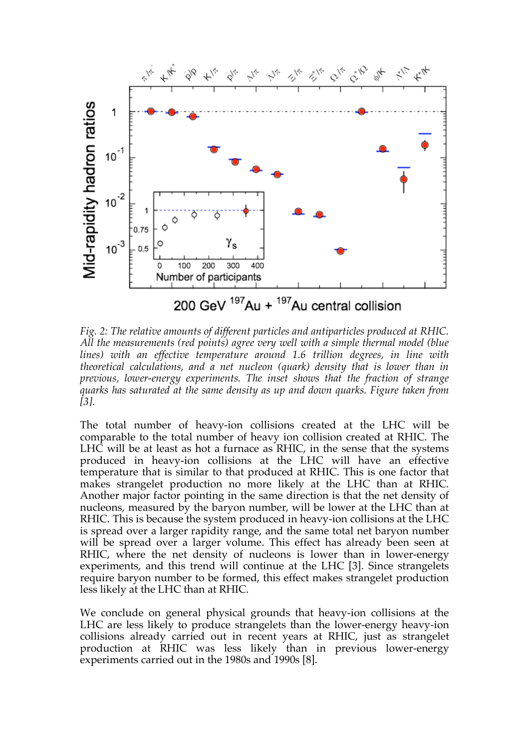*Fig. 2: The relative amounts of different particles and antiparticles produced at RHIC. All the measurements (red points) agree very well with a simple thermal model (blue lines) with an effective temperature around 1.6 trillion degrees, in line with theoretical calculations, and a net nucleon (quark) density that is lower than in previous, lower-energy experiments. The inset shows that the fraction of strange quarks has saturated at the same density as up and down quarks. Figure taken from [3].*

The total number of heavy-ion collisions created at the LHC will be comparable to the total number of heavy ion collision created at RHIC. The LHC will be at least as hot a furnace as RHIC, in the sense that the systems produced in heavy-ion collisions at the LHC will have an effective temperature that is similar to that produced at RHIC. This is one factor that makes strangelet production no more likely at the LHC than at RHIC. Another major factor pointing in the same direction is that the net density of nucleons, measured by the baryon number, will be lower at the LHC than at RHIC. This is because the system produced in heavy-ion collisions at the LHC is spread over a larger rapidity range, and the same total net baryon number will be spread over a larger volume. This effect has already been seen at RHIC, where the net density of nucleons is lower than in lower-energy experiments, and this trend will continue at the LHC [3]. Since strangelets require baryon number to be formed, this effect makes strangelet production less likely at the LHC than at RHIC.

We conclude on general physical grounds that heavy-ion collisions at the LHC are less likely to produce strangelets than the lower-energy heavy-ion collisions already carried out in recent years at RHIC, just as strangelet production at RHIC was less likely than in previous lower-energy experiments carried out in the 1980s and 1990s [8].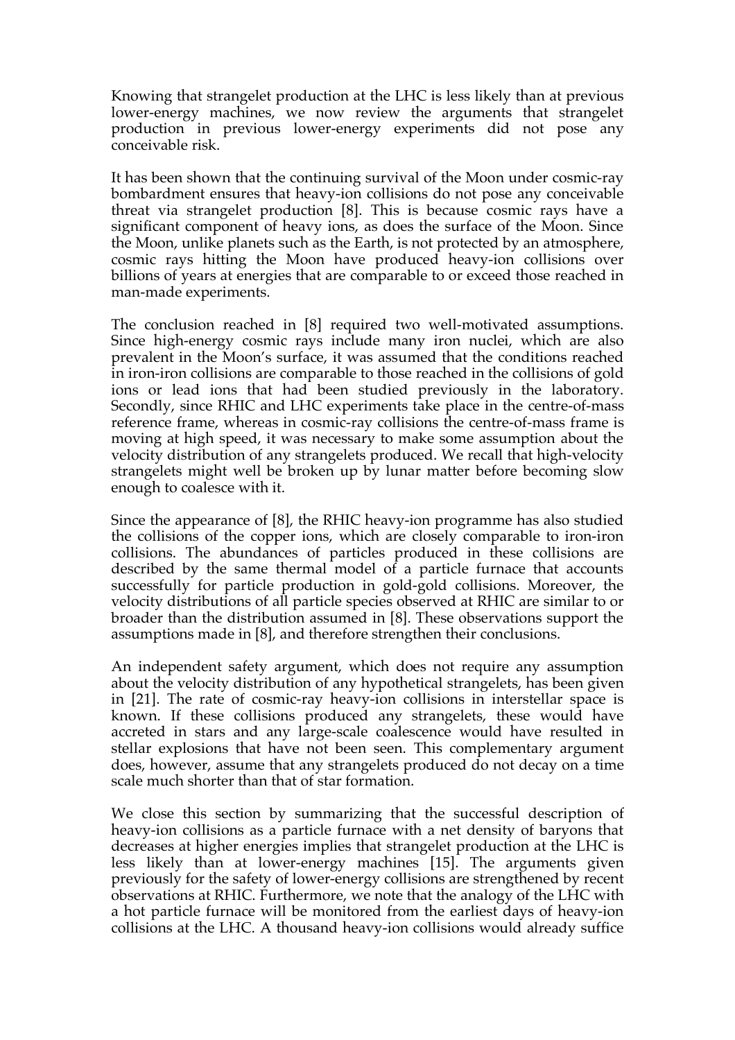Knowing that strangelet production at the LHC is less likely than at previous lower-energy machines, we now review the arguments that strangelet production in previous lower-energy experiments did not pose any conceivable risk.

It has been shown that the continuing survival of the Moon under cosmic-ray bombardment ensures that heavy-ion collisions do not pose any conceivable threat via strangelet production [8]. This is because cosmic rays have a significant component of heavy ions, as does the surface of the Moon. Since the Moon, unlike planets such as the Earth, is not protected by an atmosphere, cosmic rays hitting the Moon have produced heavy-ion collisions over billions of years at energies that are comparable to or exceed those reached in man-made experiments.

The conclusion reached in [8] required two well-motivated assumptions. Since high-energy cosmic rays include many iron nuclei, which are also prevalent in the Moon's surface, it was assumed that the conditions reached in iron-iron collisions are comparable to those reached in the collisions of gold ions or lead ions that had been studied previously in the laboratory. Secondly, since RHIC and LHC experiments take place in the centre-of-mass reference frame, whereas in cosmic-ray collisions the centre-of-mass frame is moving at high speed, it was necessary to make some assumption about the velocity distribution of any strangelets produced. We recall that high-velocity strangelets might well be broken up by lunar matter before becoming slow enough to coalesce with it.

Since the appearance of [8], the RHIC heavy-ion programme has also studied the collisions of the copper ions, which are closely comparable to iron-iron collisions. The abundances of particles produced in these collisions are described by the same thermal model of a particle furnace that accounts successfully for particle production in gold-gold collisions. Moreover, the velocity distributions of all particle species observed at RHIC are similar to or broader than the distribution assumed in [8]. These observations support the assumptions made in [8], and therefore strengthen their conclusions.

An independent safety argument, which does not require any assumption about the velocity distribution of any hypothetical strangelets, has been given in [21]. The rate of cosmic-ray heavy-ion collisions in interstellar space is known. If these collisions produced any strangelets, these would have accreted in stars and any large-scale coalescence would have resulted in stellar explosions that have not been seen. This complementary argument does, however, assume that any strangelets produced do not decay on a time scale much shorter than that of star formation.

We close this section by summarizing that the successful description of heavy-ion collisions as a particle furnace with a net density of baryons that decreases at higher energies implies that strangelet production at the LHC is less likely than at lower-energy machines [15]. The arguments given previously for the safety of lower-energy collisions are strengthened by recent observations at RHIC. Furthermore, we note that the analogy of the LHC with a hot particle furnace will be monitored from the earliest days of heavy-ion collisions at the LHC. A thousand heavy-ion collisions would already suffice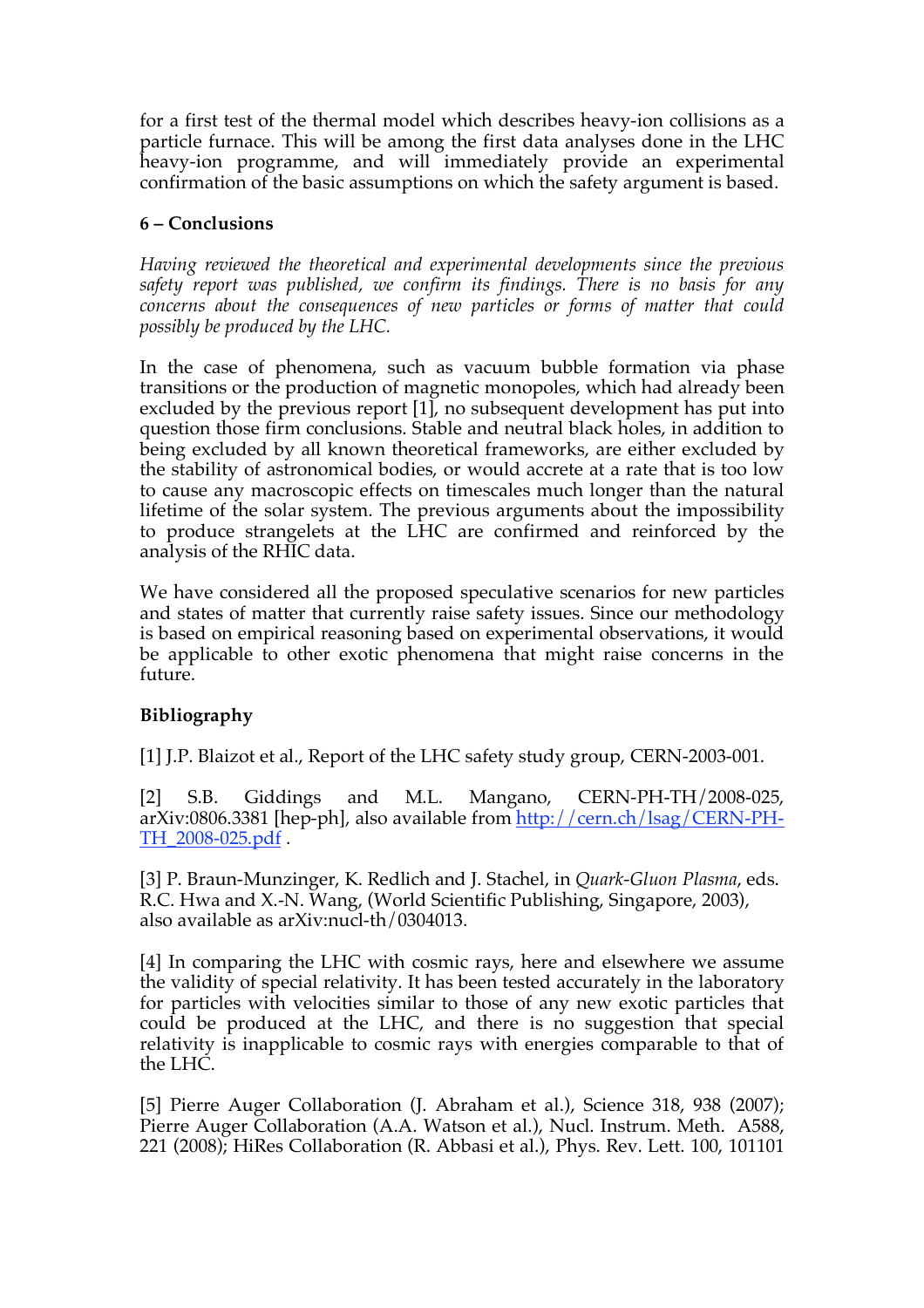for a first test of the thermal model which describes heavy-ion collisions as a particle furnace. This will be among the first data analyses done in the LHC heavy-ion programme, and will immediately provide an experimental confirmation of the basic assumptions on which the safety argument is based.

## 6 – Conclusions

*Having reviewed the theoretical and experimental developments since the previous safety report was published, we confirm its findings. There is no basis for any concerns about the consequences of new particles or forms of matter that could possibly be produced by the LHC.*

In the case of phenomena, such as vacuum bubble formation via phase transitions or the production of magnetic monopoles, which had already been excluded by the previous report [1], no subsequent development has put into question those firm conclusions. Stable and neutral black holes, in addition to being excluded by all known theoretical frameworks, are either excluded by the stability of astronomical bodies, or would accrete at a rate that is too low to cause any macroscopic effects on timescales much longer than the natural lifetime of the solar system. The previous arguments about the impossibility to produce strangelets at the LHC are confirmed and reinforced by the analysis of the RHIC data.

We have considered all the proposed speculative scenarios for new particles and states of matter that currently raise safety issues. Since our methodology is based on empirical reasoning based on experimental observations, it would be applicable to other exotic phenomena that might raise concerns in the future.

## Bibliography

[1] J.P. Blaizot et al., Report of the LHC safety study group, CERN-2003-001.

[2] S.B. Giddings and M.L. Mangano, CERN-PH-TH/2008-025, arXiv:0806.3381 [hep-ph], also available from http://cern.ch/lsag/CERN-PH-TH_2008-025.pdf .

[3] P. Braun-Munzinger, K. Redlich and J. Stachel, in *Quark-Gluon Plasma*, eds. R.C. Hwa and X.-N. Wang, (World Scientific Publishing, Singapore, 2003), also available as arXiv:nucl-th/0304013.

[4] In comparing the LHC with cosmic rays, here and elsewhere we assume the validity of special relativity. It has been tested accurately in the laboratory for particles with velocities similar to those of any new exotic particles that could be produced at the LHC, and there is no suggestion that special relativity is inapplicable to cosmic rays with energies comparable to that of the LHC.

[5] Pierre Auger Collaboration (J. Abraham et al.), Science 318, 938 (2007); Pierre Auger Collaboration (A.A. Watson et al.), Nucl. Instrum. Meth. A588, 221 (2008); HiRes Collaboration (R. Abbasi et al.), Phys. Rev. Lett. 100, 101101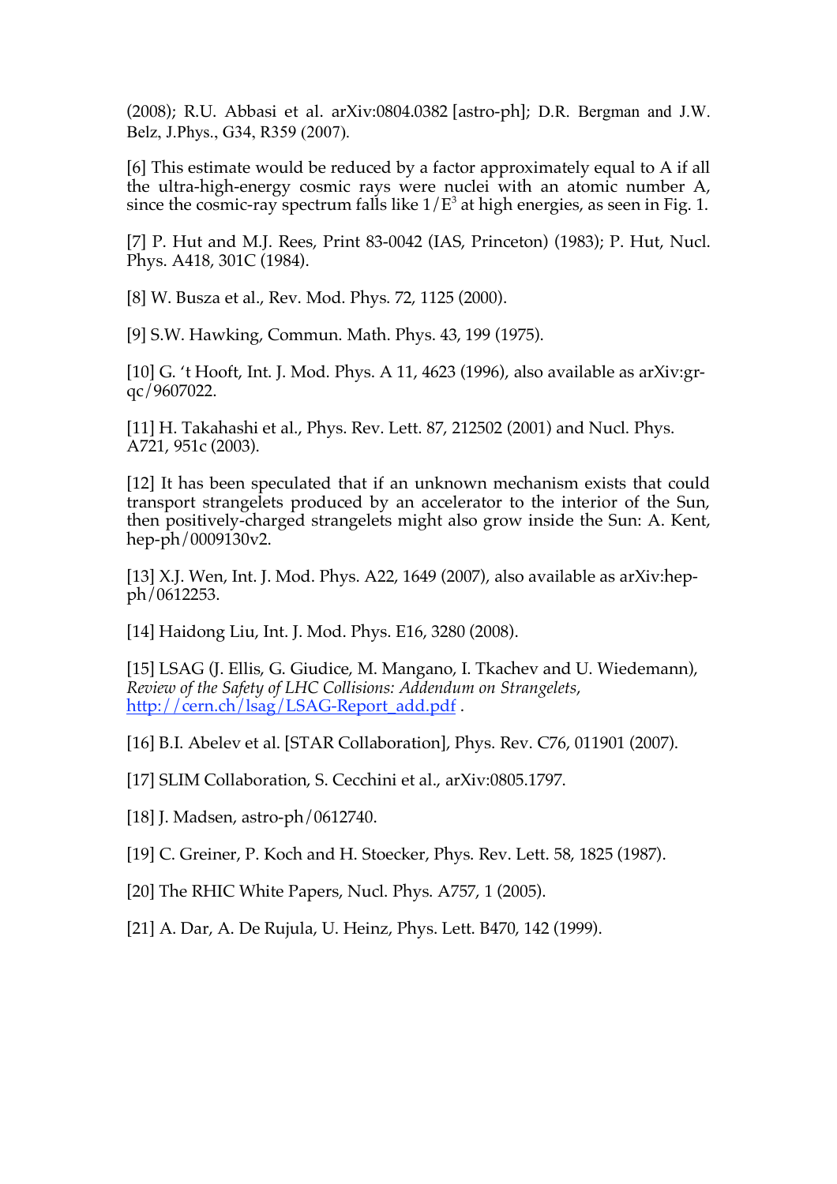(2008); R.U. Abbasi et al. arXiv:0804.0382 [astro-ph]; D.R. Bergman and J.W. Belz, J.Phys., G34, R359 (2007).

[6] This estimate would be reduced by a factor approximately equal to A if all the ultra-high-energy cosmic rays were nuclei with an atomic number A, since the cosmic-ray spectrum falls like $1/E^3$ at high energies, as seen in Fig. 1.

[7] P. Hut and M.J. Rees, Print 83-0042 (IAS, Princeton) (1983); P. Hut, Nucl. Phys. A418, 301C (1984).

[8] W. Busza et al., Rev. Mod. Phys. 72, 1125 (2000).

[9] S.W. Hawking, Commun. Math. Phys. 43, 199 (1975).

[10] G. 't Hooft, Int. J. Mod. Phys. A 11, 4623 (1996), also available as arXiv:gr-qc/9607022.

[11] H. Takahashi et al., Phys. Rev. Lett. 87, 212502 (2001) and Nucl. Phys. A721, 951c (2003).

[12] It has been speculated that if an unknown mechanism exists that could transport strangelets produced by an accelerator to the interior of the Sun, then positively-charged strangelets might also grow inside the Sun: A. Kent, hep-ph/0009130v2.

[13] X.J. Wen, Int. J. Mod. Phys. A22, 1649 (2007), also available as arXiv:hep-ph/0612253.

[14] Haidong Liu, Int. J. Mod. Phys. E16, 3280 (2008).

[15] LSAG (J. Ellis, G. Giudice, M. Mangano, I. Tkachev and U. Wiedemann), *Review of the Safety of LHC Collisions: Addendum on Strangelets*, http://cern.ch/lsag/LSAG-Report_add.pdf .

[16] B.I. Abelev et al. [STAR Collaboration], Phys. Rev. C76, 011901 (2007).

[17] SLIM Collaboration, S. Cecchini et al., arXiv:0805.1797.

[18] J. Madsen, astro-ph/0612740.

[19] C. Greiner, P. Koch and H. Stoecker, Phys. Rev. Lett. 58, 1825 (1987).

[20] The RHIC White Papers, Nucl. Phys. A757, 1 (2005).

[21] A. Dar, A. De Rujula, U. Heinz, Phys. Lett. B470, 142 (1999).